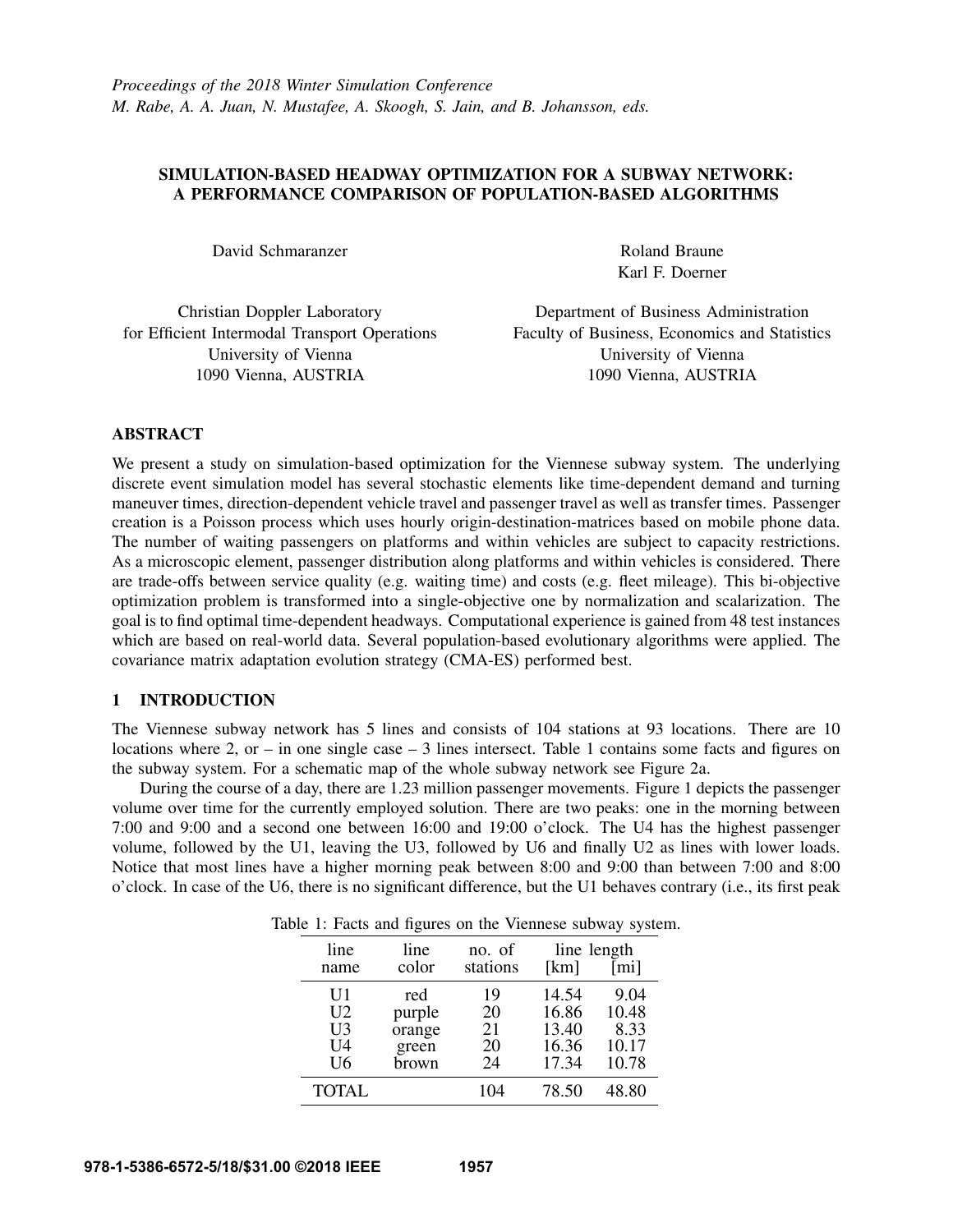*Proceedings of the 2018 Winter Simulation Conference*
*M. Rabe, A. A. Juan, N. Mustafee, A. Skoogh, S. Jain, and B. Johansson, eds.*

# SIMULATION-BASED HEADWAY OPTIMIZATION FOR A SUBWAY NETWORK: A PERFORMANCE COMPARISON OF POPULATION-BASED ALGORITHMS

David Schmaranzer

Christian Doppler Laboratory
for Efficient Intermodal Transport Operations
University of Vienna
1090 Vienna, AUSTRIA

Roland Braune
Karl F. Doerner

Department of Business Administration
Faculty of Business, Economics and Statistics
University of Vienna
1090 Vienna, AUSTRIA

## ABSTRACT

We present a study on simulation-based optimization for the Viennese subway system. The underlying discrete event simulation model has several stochastic elements like time-dependent demand and turning maneuver times, direction-dependent vehicle travel and passenger travel as well as transfer times. Passenger creation is a Poisson process which uses hourly origin-destination-matrices based on mobile phone data. The number of waiting passengers on platforms and within vehicles are subject to capacity restrictions. As a microscopic element, passenger distribution along platforms and within vehicles is considered. There are trade-offs between service quality (e.g. waiting time) and costs (e.g. fleet mileage). This bi-objective optimization problem is transformed into a single-objective one by normalization and scalarization. The goal is to find optimal time-dependent headways. Computational experience is gained from 48 test instances which are based on real-world data. Several population-based evolutionary algorithms were applied. The covariance matrix adaptation evolution strategy (CMA-ES) performed best.

## 1 INTRODUCTION

The Viennese subway network has 5 lines and consists of 104 stations at 93 locations. There are 10 locations where 2, or – in one single case – 3 lines intersect. Table 1 contains some facts and figures on the subway system. For a schematic map of the whole subway network see Figure 2a.

During the course of a day, there are 1.23 million passenger movements. Figure 1 depicts the passenger volume over time for the currently employed solution. There are two peaks: one in the morning between 7:00 and 9:00 and a second one between 16:00 and 19:00 o'clock. The U4 has the highest passenger volume, followed by the U1, leaving the U3, followed by U6 and finally U2 as lines with lower loads. Notice that most lines have a higher morning peak between 8:00 and 9:00 than between 7:00 and 8:00 o'clock. In case of the U6, there is no significant difference, but the U1 behaves contrary (i.e., its first peak

Table 1: Facts and figures on the Viennese subway system.

| line name | line color | no. of stations | line length [km] | line length [mi] |
|---|---|---|---|---|
| U1 | red | 19 | 14.54 | 9.04 |
| U2 | purple | 20 | 16.86 | 10.48 |
| U3 | orange | 21 | 13.40 | 8.33 |
| U4 | green | 20 | 16.36 | 10.17 |
| U6 | brown | 24 | 17.34 | 10.78 |
| TOTAL | | 104 | 78.50 | 48.80 |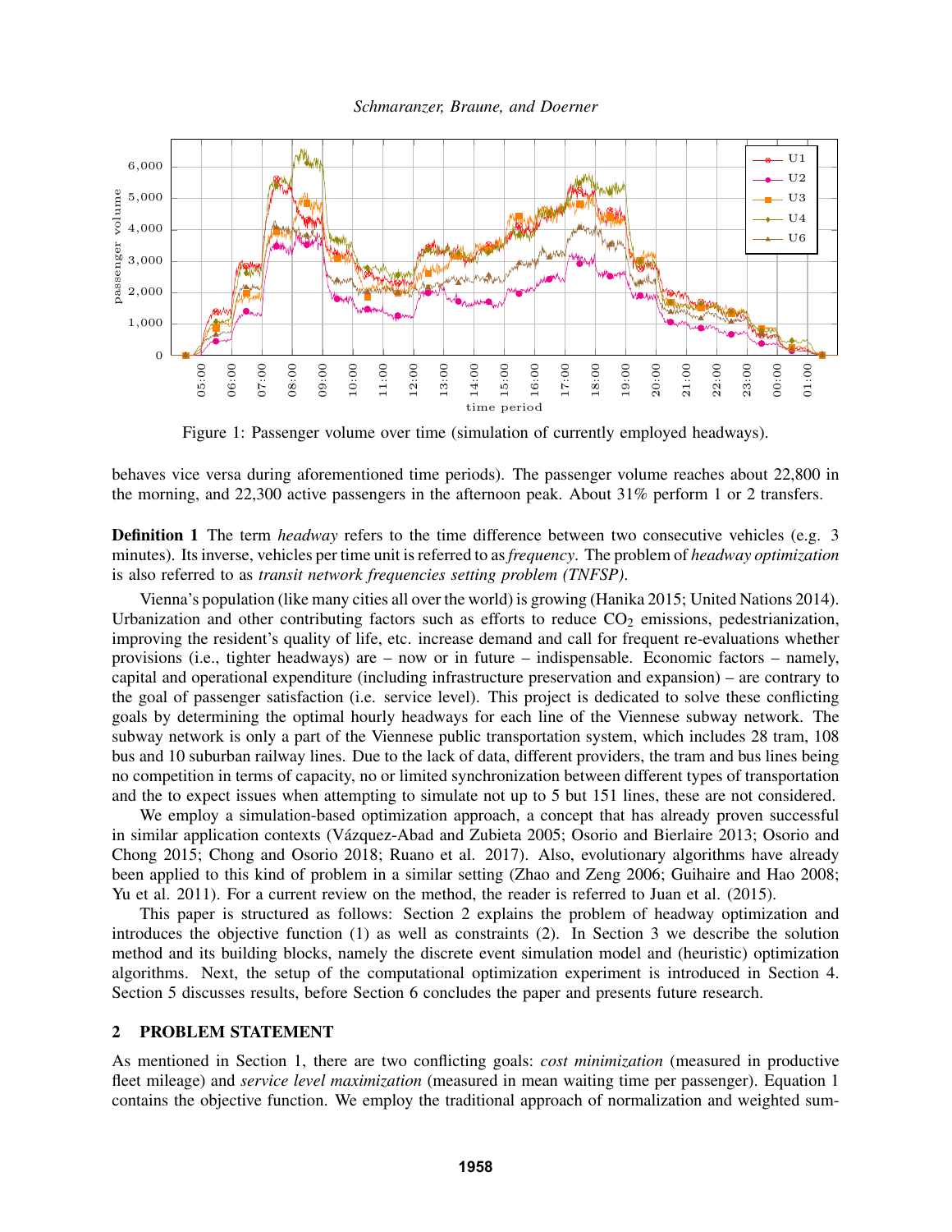Figure 1: Passenger volume over time (simulation of currently employed headways).

behaves vice versa during aforementioned time periods). The passenger volume reaches about 22,800 in the morning, and 22,300 active passengers in the afternoon peak. About 31% perform 1 or 2 transfers.

**Definition 1** The term *headway* refers to the time difference between two consecutive vehicles (e.g. 3 minutes). Its inverse, vehicles per time unit is referred to as *frequency*. The problem of *headway optimization* is also referred to as *transit network frequencies setting problem (TNFSP)*.

Vienna's population (like many cities all over the world) is growing (Hanika 2015; United Nations 2014). Urbanization and other contributing factors such as efforts to reduce $CO_2$ emissions, pedestrianization, improving the resident's quality of life, etc. increase demand and call for frequent re-evaluations whether provisions (i.e., tighter headways) are – now or in future – indispensable. Economic factors – namely, capital and operational expenditure (including infrastructure preservation and expansion) – are contrary to the goal of passenger satisfaction (i.e. service level). This project is dedicated to solve these conflicting goals by determining the optimal hourly headways for each line of the Viennese subway network. The subway network is only a part of the Viennese public transportation system, which includes 28 tram, 108 bus and 10 suburban railway lines. Due to the lack of data, different providers, the tram and bus lines being no competition in terms of capacity, no or limited synchronization between different types of transportation and the to expect issues when attempting to simulate not up to 5 but 151 lines, these are not considered.

We employ a simulation-based optimization approach, a concept that has already proven successful in similar application contexts (Vázquez-Abad and Zubieta 2005; Osorio and Bierlaire 2013; Osorio and Chong 2015; Chong and Osorio 2018; Ruano et al. 2017). Also, evolutionary algorithms have already been applied to this kind of problem in a similar setting (Zhao and Zeng 2006; Guihaire and Hao 2008; Yu et al. 2011). For a current review on the method, the reader is referred to Juan et al. (2015).

This paper is structured as follows: Section 2 explains the problem of headway optimization and introduces the objective function (1) as well as constraints (2). In Section 3 we describe the solution method and its building blocks, namely the discrete event simulation model and (heuristic) optimization algorithms. Next, the setup of the computational optimization experiment is introduced in Section 4. Section 5 discusses results, before Section 6 concludes the paper and presents future research.

## 2 PROBLEM STATEMENT

As mentioned in Section 1, there are two conflicting goals: *cost minimization* (measured in productive fleet mileage) and *service level maximization* (measured in mean waiting time per passenger). Equation 1 contains the objective function. We employ the traditional approach of normalization and weighted sum-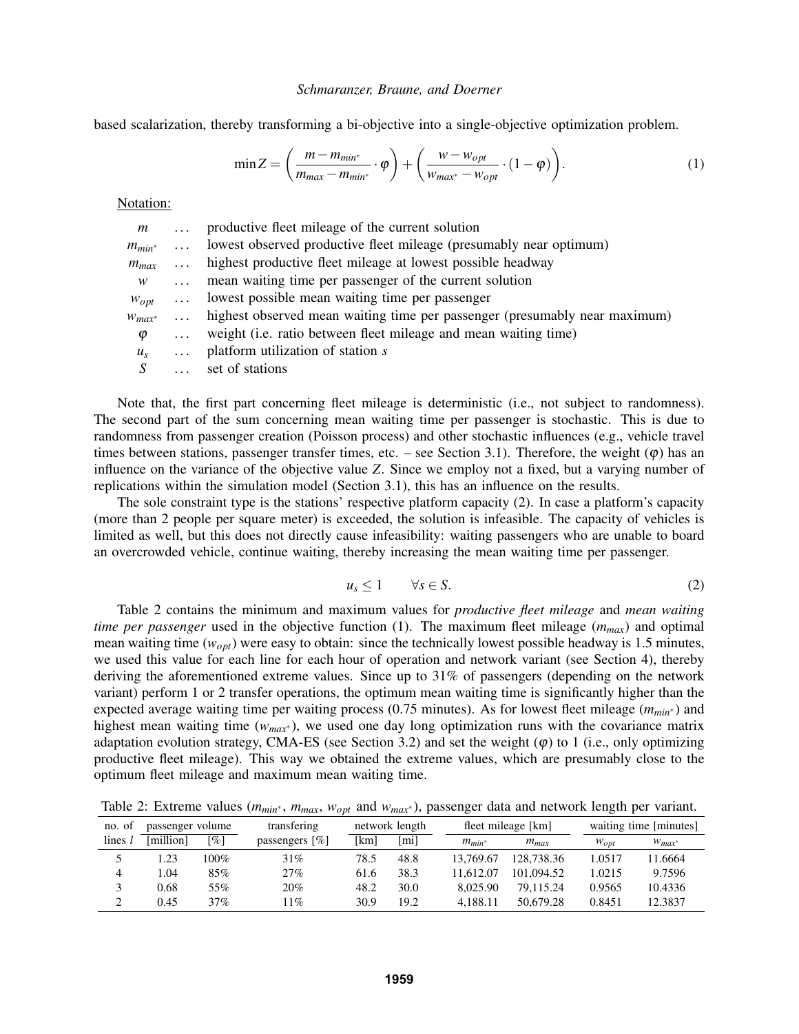based scalarization, thereby transforming a bi-objective into a single-objective optimization problem.

$$\min Z = \left( \frac{m - m_{min^*}}{m_{max} - m_{min^*}} \cdot \varphi \right) + \left( \frac{w - w_{opt}}{w_{max^*} - w_{opt}} \cdot (1 - \varphi) \right). \tag{1}$$

Notation:

| | | |
|---|---|---|
| $m$ | ... | productive fleet mileage of the current solution |
| $m_{min^*}$ | ... | lowest observed productive fleet mileage (presumably near optimum) |
| $m_{max}$ | ... | highest productive fleet mileage at lowest possible headway |
| $w$ | ... | mean waiting time per passenger of the current solution |
| $w_{opt}$ | ... | lowest possible mean waiting time per passenger |
| $w_{max^*}$ | ... | highest observed mean waiting time per passenger (presumably near maximum) |
| $\varphi$ | ... | weight (i.e. ratio between fleet mileage and mean waiting time) |
| $u_s$ | ... | platform utilization of station $s$ |
| $S$ | ... | set of stations |

Note that, the first part concerning fleet mileage is deterministic (i.e., not subject to randomness). The second part of the sum concerning mean waiting time per passenger is stochastic. This is due to randomness from passenger creation (Poisson process) and other stochastic influences (e.g., vehicle travel times between stations, passenger transfer times, etc. – see Section 3.1). Therefore, the weight ($\varphi$) has an influence on the variance of the objective value $Z$. Since we employ not a fixed, but a varying number of replications within the simulation model (Section 3.1), this has an influence on the results.

The sole constraint type is the stations' respective platform capacity (2). In case a platform's capacity (more than 2 people per square meter) is exceeded, the solution is infeasible. The capacity of vehicles is limited as well, but this does not directly cause infeasibility: waiting passengers who are unable to board an overcrowded vehicle, continue waiting, thereby increasing the mean waiting time per passenger.

$$u_s \leq 1 \qquad \forall s \in S. \tag{2}$$

Table 2 contains the minimum and maximum values for *productive fleet mileage* and *mean waiting time per passenger* used in the objective function (1). The maximum fleet mileage ($m_{max}$) and optimal mean waiting time ($w_{opt}$) were easy to obtain: since the technically lowest possible headway is 1.5 minutes, we used this value for each line for each hour of operation and network variant (see Section 4), thereby deriving the aforementioned extreme values. Since up to 31% of passengers (depending on the network variant) perform 1 or 2 transfer operations, the optimum mean waiting time is significantly higher than the expected average waiting time per waiting process (0.75 minutes). As for lowest fleet mileage ($m_{min^*}$) and highest mean waiting time ($w_{max^*}$), we used one day long optimization runs with the covariance matrix adaptation evolution strategy, CMA-ES (see Section 3.2) and set the weight ($\varphi$) to 1 (i.e., only optimizing productive fleet mileage). This way we obtained the extreme values, which are presumably close to the optimum fleet mileage and maximum mean waiting time.

Table 2: Extreme values ($m_{min^*}$, $m_{max}$, $w_{opt}$ and $w_{max^*}$), passenger data and network length per variant.

| no. of | passenger volume | | transfering | network length | | fleet mileage [km] | | waiting time [minutes] | |
|---|---|---|---|---|---|---|---|---|---|
| lines $l$ | [million] | [%] | passengers [%] | [km] | [mi] | $m_{min^*}$ | $m_{max}$ | $w_{opt}$ | $w_{max^*}$ |
| 5 | 1.23 | 100% | 31% | 78.5 | 48.8 | 13,769.67 | 128,738.36 | 1.0517 | 11.6664 |
| 4 | 1.04 | 85% | 27% | 61.6 | 38.3 | 11,612.07 | 101,094.52 | 1.0215 | 9.7596 |
| 3 | 0.68 | 55% | 20% | 48.2 | 30.0 | 8,025.90 | 79,115.24 | 0.9565 | 10.4336 |
| 2 | 0.45 | 37% | 11% | 30.9 | 19.2 | 4,188.11 | 50,679.28 | 0.8451 | 12.3837 |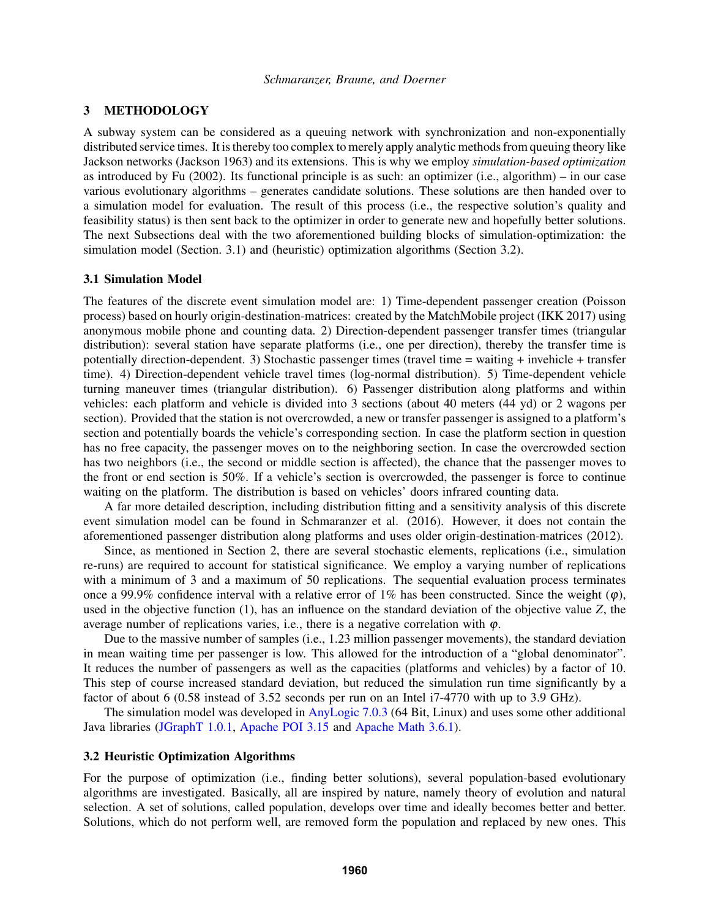## 3 METHODOLOGY

A subway system can be considered as a queuing network with synchronization and non-exponentially distributed service times. It is thereby too complex to merely apply analytic methods from queuing theory like Jackson networks (Jackson 1963) and its extensions. This is why we employ *simulation-based optimization* as introduced by Fu (2002). Its functional principle is as such: an optimizer (i.e., algorithm) – in our case various evolutionary algorithms – generates candidate solutions. These solutions are then handed over to a simulation model for evaluation. The result of this process (i.e., the respective solution's quality and feasibility status) is then sent back to the optimizer in order to generate new and hopefully better solutions. The next Subsections deal with the two aforementioned building blocks of simulation-optimization: the simulation model (Section. 3.1) and (heuristic) optimization algorithms (Section 3.2).

### 3.1 Simulation Model

The features of the discrete event simulation model are: 1) Time-dependent passenger creation (Poisson process) based on hourly origin-destination-matrices: created by the MatchMobile project (IKK 2017) using anonymous mobile phone and counting data. 2) Direction-dependent passenger transfer times (triangular distribution): several station have separate platforms (i.e., one per direction), thereby the transfer time is potentially direction-dependent. 3) Stochastic passenger times (travel time = waiting + invehicle + transfer time). 4) Direction-dependent vehicle travel times (log-normal distribution). 5) Time-dependent vehicle turning maneuver times (triangular distribution). 6) Passenger distribution along platforms and within vehicles: each platform and vehicle is divided into 3 sections (about 40 meters (44 yd) or 2 wagons per section). Provided that the station is not overcrowded, a new or transfer passenger is assigned to a platform's section and potentially boards the vehicle's corresponding section. In case the platform section in question has no free capacity, the passenger moves on to the neighboring section. In case the overcrowded section has two neighbors (i.e., the second or middle section is affected), the chance that the passenger moves to the front or end section is 50%. If a vehicle's section is overcrowded, the passenger is force to continue waiting on the platform. The distribution is based on vehicles' doors infrared counting data.

A far more detailed description, including distribution fitting and a sensitivity analysis of this discrete event simulation model can be found in Schmaranzer et al. (2016). However, it does not contain the aforementioned passenger distribution along platforms and uses older origin-destination-matrices (2012).

Since, as mentioned in Section 2, there are several stochastic elements, replications (i.e., simulation re-runs) are required to account for statistical significance. We employ a varying number of replications with a minimum of 3 and a maximum of 50 replications. The sequential evaluation process terminates once a 99.9% confidence interval with a relative error of 1% has been constructed. Since the weight ($\varphi$), used in the objective function (1), has an influence on the standard deviation of the objective value $Z$, the average number of replications varies, i.e., there is a negative correlation with $\varphi$.

Due to the massive number of samples (i.e., 1.23 million passenger movements), the standard deviation in mean waiting time per passenger is low. This allowed for the introduction of a "global denominator". It reduces the number of passengers as well as the capacities (platforms and vehicles) by a factor of 10. This step of course increased standard deviation, but reduced the simulation run time significantly by a factor of about 6 (0.58 instead of 3.52 seconds per run on an Intel i7-4770 with up to 3.9 GHz).

The simulation model was developed in AnyLogic 7.0.3 (64 Bit, Linux) and uses some other additional Java libraries (JGraphT 1.0.1, Apache POI 3.15 and Apache Math 3.6.1).

### 3.2 Heuristic Optimization Algorithms

For the purpose of optimization (i.e., finding better solutions), several population-based evolutionary algorithms are investigated. Basically, all are inspired by nature, namely theory of evolution and natural selection. A set of solutions, called population, develops over time and ideally becomes better and better. Solutions, which do not perform well, are removed form the population and replaced by new ones. This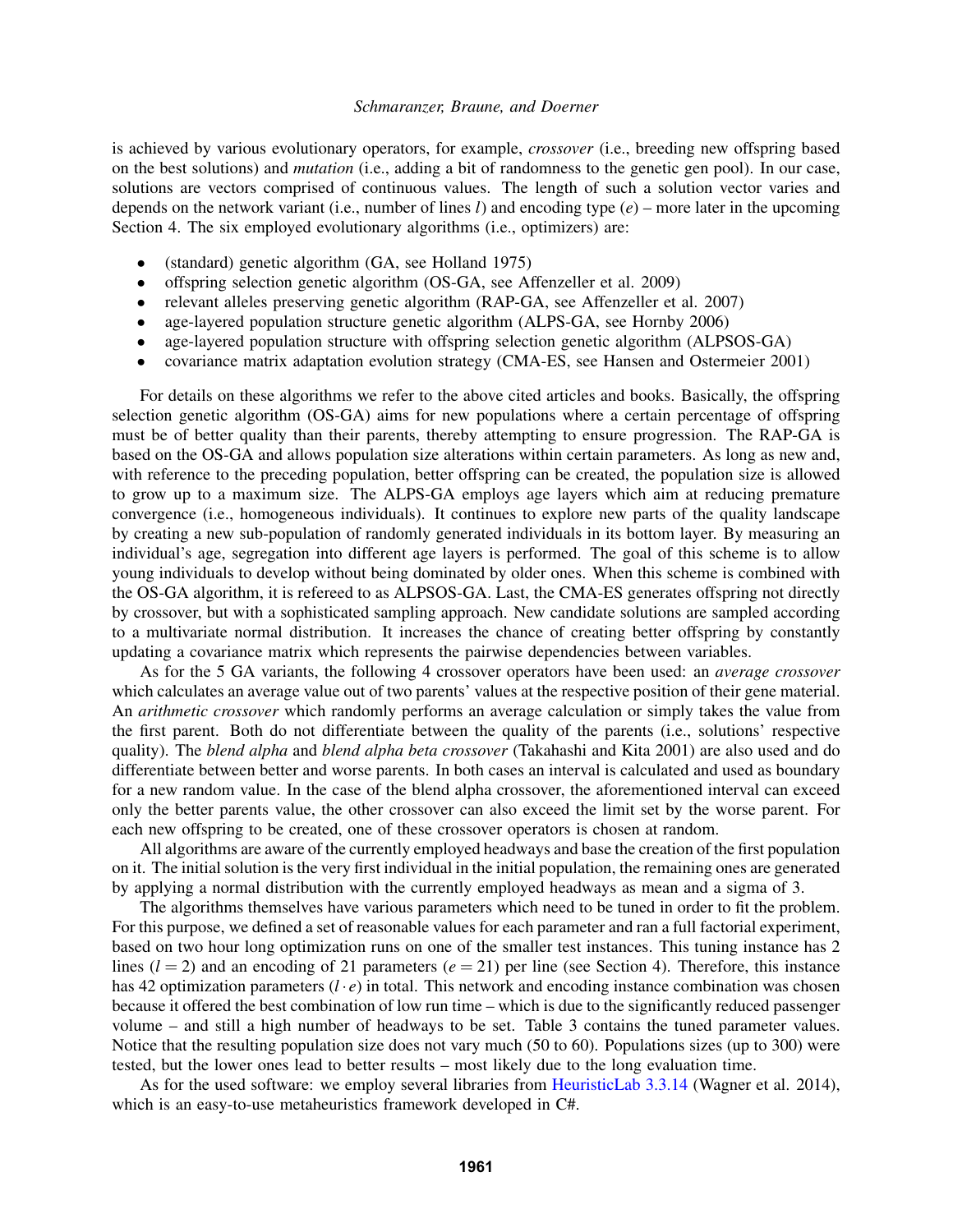is achieved by various evolutionary operators, for example, *crossover* (i.e., breeding new offspring based on the best solutions) and *mutation* (i.e., adding a bit of randomness to the genetic gen pool). In our case, solutions are vectors comprised of continuous values. The length of such a solution vector varies and depends on the network variant (i.e., number of lines $l$) and encoding type ($e$) – more later in the upcoming Section 4. The six employed evolutionary algorithms (i.e., optimizers) are:

- (standard) genetic algorithm (GA, see Holland 1975)
- offspring selection genetic algorithm (OS-GA, see Affenzeller et al. 2009)
- relevant alleles preserving genetic algorithm (RAP-GA, see Affenzeller et al. 2007)
- age-layered population structure genetic algorithm (ALPS-GA, see Hornby 2006)
- age-layered population structure with offspring selection genetic algorithm (ALPSOS-GA)
- covariance matrix adaptation evolution strategy (CMA-ES, see Hansen and Ostermeier 2001)

For details on these algorithms we refer to the above cited articles and books. Basically, the offspring selection genetic algorithm (OS-GA) aims for new populations where a certain percentage of offspring must be of better quality than their parents, thereby attempting to ensure progression. The RAP-GA is based on the OS-GA and allows population size alterations within certain parameters. As long as new and, with reference to the preceding population, better offspring can be created, the population size is allowed to grow up to a maximum size. The ALPS-GA employs age layers which aim at reducing premature convergence (i.e., homogeneous individuals). It continues to explore new parts of the quality landscape by creating a new sub-population of randomly generated individuals in its bottom layer. By measuring an individual's age, segregation into different age layers is performed. The goal of this scheme is to allow young individuals to develop without being dominated by older ones. When this scheme is combined with the OS-GA algorithm, it is refereed to as ALPSOS-GA. Last, the CMA-ES generates offspring not directly by crossover, but with a sophisticated sampling approach. New candidate solutions are sampled according to a multivariate normal distribution. It increases the chance of creating better offspring by constantly updating a covariance matrix which represents the pairwise dependencies between variables.

As for the 5 GA variants, the following 4 crossover operators have been used: an *average crossover* which calculates an average value out of two parents' values at the respective position of their gene material. An *arithmetic crossover* which randomly performs an average calculation or simply takes the value from the first parent. Both do not differentiate between the quality of the parents (i.e., solutions' respective quality). The *blend alpha* and *blend alpha beta crossover* (Takahashi and Kita 2001) are also used and do differentiate between better and worse parents. In both cases an interval is calculated and used as boundary for a new random value. In the case of the blend alpha crossover, the aforementioned interval can exceed only the better parents value, the other crossover can also exceed the limit set by the worse parent. For each new offspring to be created, one of these crossover operators is chosen at random.

All algorithms are aware of the currently employed headways and base the creation of the first population on it. The initial solution is the very first individual in the initial population, the remaining ones are generated by applying a normal distribution with the currently employed headways as mean and a sigma of 3.

The algorithms themselves have various parameters which need to be tuned in order to fit the problem. For this purpose, we defined a set of reasonable values for each parameter and ran a full factorial experiment, based on two hour long optimization runs on one of the smaller test instances. This tuning instance has 2 lines ($l = 2$) and an encoding of 21 parameters ($e = 21$) per line (see Section 4). Therefore, this instance has 42 optimization parameters ($l \cdot e$) in total. This network and encoding instance combination was chosen because it offered the best combination of low run time – which is due to the significantly reduced passenger volume – and still a high number of headways to be set. Table 3 contains the tuned parameter values. Notice that the resulting population size does not vary much (50 to 60). Populations sizes (up to 300) were tested, but the lower ones lead to better results – most likely due to the long evaluation time.

As for the used software: we employ several libraries from HeuristicLab 3.3.14 (Wagner et al. 2014), which is an easy-to-use metaheuristics framework developed in C#.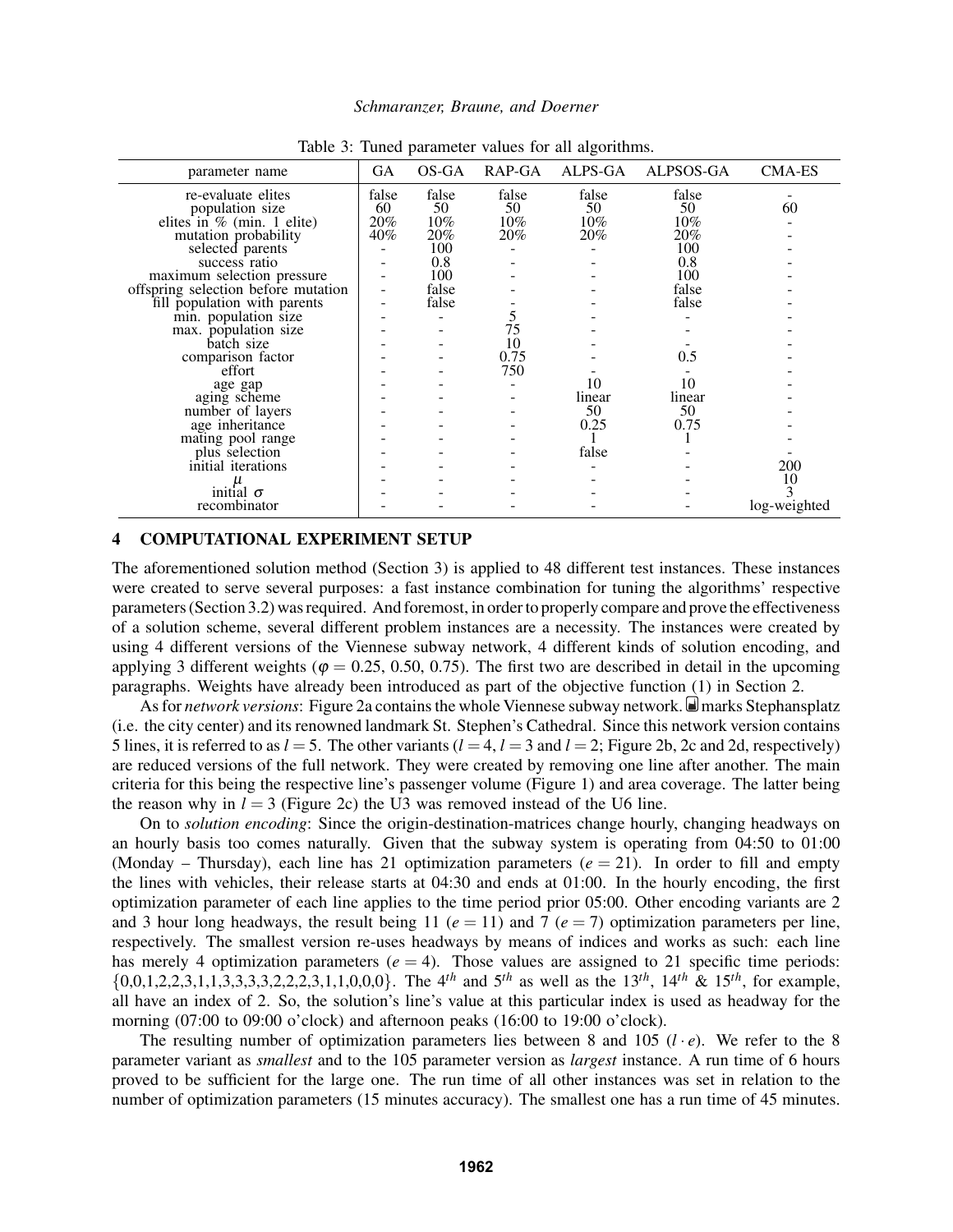Table 3: Tuned parameter values for all algorithms.

| parameter name | GA | OS-GA | RAP-GA | ALPS-GA | ALPSOS-GA | CMA-ES |
|---|---|---|---|---|---|---|
| re-evaluate elites | false | false | false | false | false | - |
| population size | 60 | 50 | 50 | 50 | 50 | 60 |
| elites in % (min. 1 elite) | 20% | 10% | 10% | 10% | 10% | - |
| mutation probability | 40% | 20% | 20% | 20% | 20% | - |
| selected parents | - | 100 | - | - | 100 | - |
| success ratio | - | 0.8 | - | - | 0.8 | - |
| maximum selection pressure | - | 100 | - | - | 100 | - |
| offspring selection before mutation | - | false | - | - | false | - |
| fill population with parents | - | false | - | - | false | - |
| min. population size | - | - | 5 | - | - | - |
| max. population size | - | - | 75 | - | - | - |
| batch size | - | - | 10 | - | - | - |
| comparison factor | - | - | 0.75 | - | 0.5 | - |
| effort | - | - | 750 | - | - | - |
| age gap | - | - | - | 10 | 10 | - |
| aging scheme | - | - | - | linear | linear | - |
| number of layers | - | - | - | 50 | 50 | - |
| age inheritance | - | - | - | 0.25 | 0.75 | - |
| mating pool range | - | - | - | 1 | 1 | - |
| plus selection | - | - | - | false | - | - |
| initial iterations | - | - | - | - | - | 200 |
| $\mu$ | - | - | - | - | - | 10 |
| initial $\sigma$ | - | - | - | - | - | 3 |
| recombinator | - | - | - | - | - | log-weighted |

## 4 COMPUTATIONAL EXPERIMENT SETUP

The aforementioned solution method (Section 3) is applied to 48 different test instances. These instances were created to serve several purposes: a fast instance combination for tuning the algorithms' respective parameters (Section 3.2) was required. And foremost, in order to properly compare and prove the effectiveness of a solution scheme, several different problem instances are a necessity. The instances were created by using 4 different versions of the Viennese subway network, 4 different kinds of solution encoding, and applying 3 different weights ($\varphi$ = 0.25, 0.50, 0.75). The first two are described in detail in the upcoming paragraphs. Weights have already been introduced as part of the objective function (1) in Section 2.

As for *network versions*: Figure 2a contains the whole Viennese subway network. ■ marks Stephansplatz (i.e. the city center) and its renowned landmark St. Stephen's Cathedral. Since this network version contains 5 lines, it is referred to as $l = 5$. The other variants ($l = 4$, $l = 3$ and $l = 2$; Figure 2b, 2c and 2d, respectively) are reduced versions of the full network. They were created by removing one line after another. The main criteria for this being the respective line's passenger volume (Figure 1) and area coverage. The latter being the reason why in $l = 3$ (Figure 2c) the U3 was removed instead of the U6 line.

On to *solution encoding*: Since the origin-destination-matrices change hourly, changing headways on an hourly basis too comes naturally. Given that the subway system is operating from 04:50 to 01:00 (Monday – Thursday), each line has 21 optimization parameters ($e = 21$). In order to fill and empty the lines with vehicles, their release starts at 04:30 and ends at 01:00. In the hourly encoding, the first optimization parameter of each line applies to the time period prior 05:00. Other encoding variants are 2 and 3 hour long headways, the result being 11 ($e = 11$) and 7 ($e = 7$) optimization parameters per line, respectively. The smallest version re-uses headways by means of indices and works as such: each line has merely 4 optimization parameters ($e = 4$). Those values are assigned to 21 specific time periods: $\{0,0,1,2,2,3,1,1,3,3,3,3,2,2,2,3,1,1,0,0,0\}$. The $4^{th}$ and $5^{th}$ as well as the $13^{th}$, $14^{th}$ & $15^{th}$, for example, all have an index of 2. So, the solution's line's value at this particular index is used as headway for the morning (07:00 to 09:00 o'clock) and afternoon peaks (16:00 to 19:00 o'clock).

The resulting number of optimization parameters lies between 8 and 105 ($l \cdot e$). We refer to the 8 parameter variant as *smallest* and to the 105 parameter version as *largest* instance. A run time of 6 hours proved to be sufficient for the large one. The run time of all other instances was set in relation to the number of optimization parameters (15 minutes accuracy). The smallest one has a run time of 45 minutes.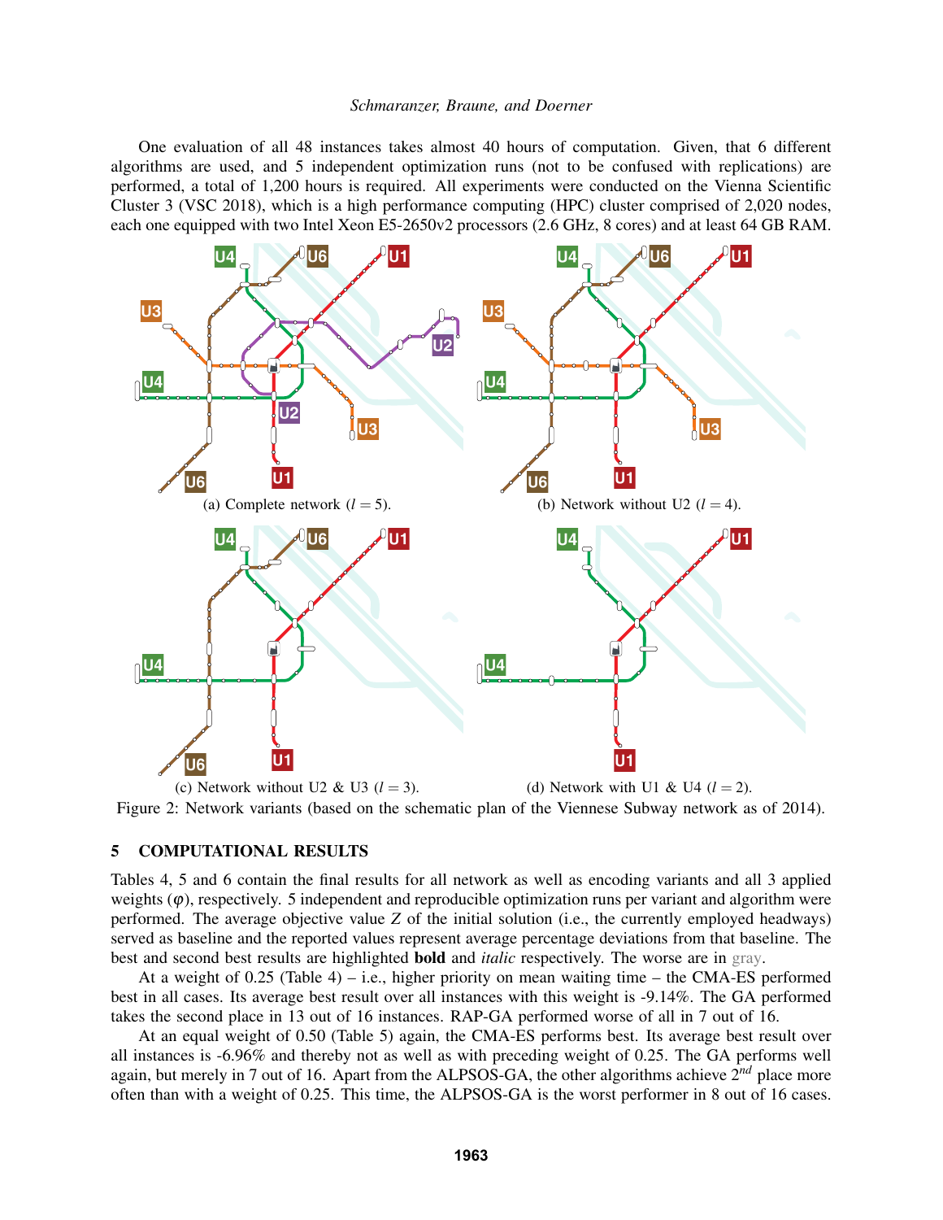One evaluation of all 48 instances takes almost 40 hours of computation. Given, that 6 different algorithms are used, and 5 independent optimization runs (not to be confused with replications) are performed, a total of 1,200 hours is required. All experiments were conducted on the Vienna Scientific Cluster 3 (VSC 2018), which is a high performance computing (HPC) cluster comprised of 2,020 nodes, each one equipped with two Intel Xeon E5-2650v2 processors (2.6 GHz, 8 cores) and at least 64 GB RAM.

(a) Complete network ($l = 5$).

(b) Network without U2 ($l = 4$).

(c) Network without U2 & U3 ($l = 3$).

(d) Network with U1 & U4 ($l = 2$).

Figure 2: Network variants (based on the schematic plan of the Viennese Subway network as of 2014).

## 5 COMPUTATIONAL RESULTS

Tables 4, 5 and 6 contain the final results for all network as well as encoding variants and all 3 applied weights ($\varphi$), respectively. 5 independent and reproducible optimization runs per variant and algorithm were performed. The average objective value $Z$ of the initial solution (i.e., the currently employed headways) served as baseline and the reported values represent average percentage deviations from that baseline. The best and second best results are highlighted **bold** and *italic* respectively. The worse are in gray.

At a weight of 0.25 (Table 4) – i.e., higher priority on mean waiting time – the CMA-ES performed best in all cases. Its average best result over all instances with this weight is -9.14%. The GA performed takes the second place in 13 out of 16 instances. RAP-GA performed worse of all in 7 out of 16.

At an equal weight of 0.50 (Table 5) again, the CMA-ES performs best. Its average best result over all instances is -6.96% and thereby not as well as with preceding weight of 0.25. The GA performs well again, but merely in 7 out of 16. Apart from the ALPSOS-GA, the other algorithms achieve $2^{nd}$ place more often than with a weight of 0.25. This time, the ALPSOS-GA is the worst performer in 8 out of 16 cases.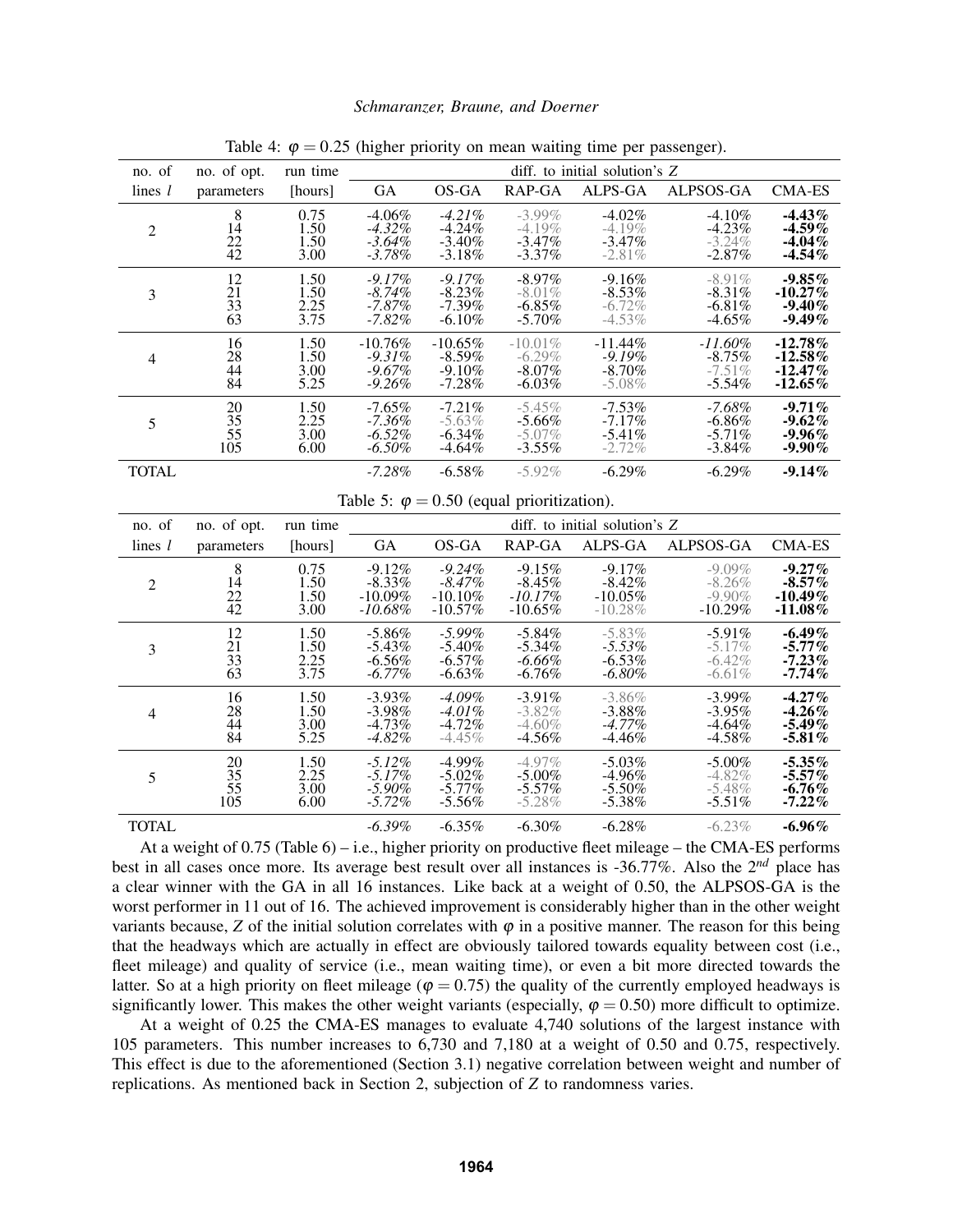Table 4: $\varphi = 0.25$ (higher priority on mean waiting time per passenger).

| no. of lines $l$ | no. of opt. parameters | run time [hours] | diff. to initial solution's $Z$ | | | | | |
|---|---|---|---|---|---|---|---|---|
| | | | GA | OS-GA | RAP-GA | ALPS-GA | ALPSOS-GA | CMA-ES |
| 2 | 8 | 0.75 | -4.06% | *-4.21%* | -3.99% | -4.02% | -4.10% | **-4.43%** |
| | 14 | 1.50 | *-4.32%* | -4.24% | -4.19% | -4.19% | -4.23% | **-4.59%** |
| | 22 | 1.50 | *-3.64%* | -3.40% | -3.47% | -3.47% | -3.24% | **-4.04%** |
| | 42 | 3.00 | *-3.78%* | -3.18% | -3.37% | -2.81% | -2.87% | **-4.54%** |
| 3 | 12 | 1.50 | *-9.17%* | *-9.17%* | -8.97% | -9.16% | -8.91% | **-9.85%** |
| | 21 | 1.50 | *-8.74%* | -8.23% | -8.01% | -8.53% | -8.31% | **-10.27%** |
| | 33 | 2.25 | *-7.87%* | -7.39% | -6.85% | -6.72% | -6.81% | **-9.40%** |
| | 63 | 3.75 | *-7.82%* | -6.10% | -5.70% | -4.53% | -4.65% | **-9.49%** |
| 4 | 16 | 1.50 | -10.76% | -10.65% | -10.01% | -11.44% | *-11.60%* | **-12.78%** |
| | 28 | 1.50 | *-9.31%* | -8.59% | -6.29% | *-9.19%* | -8.75% | **-12.58%** |
| | 44 | 3.00 | *-9.67%* | -9.10% | -8.07% | -8.70% | -7.51% | **-12.47%** |
| | 84 | 5.25 | *-9.26%* | -7.28% | -6.03% | -5.08% | -5.54% | **-12.65%** |
| 5 | 20 | 1.50 | -7.65% | -7.21% | -5.45% | -7.53% | *-7.68%* | **-9.71%** |
| | 35 | 2.25 | *-7.36%* | -5.63% | -5.66% | -7.17% | -6.86% | **-9.62%** |
| | 55 | 3.00 | *-6.52%* | -6.34% | -5.07% | -5.41% | -5.71% | **-9.96%** |
| | 105 | 6.00 | *-6.50%* | -4.64% | -3.55% | -2.72% | -3.84% | **-9.90%** |
| TOTAL | | | *-7.28%* | -6.58% | -5.92% | -6.29% | -6.29% | **-9.14%** |

Table 5: $\varphi = 0.50$ (equal prioritization).

| no. of lines $l$ | no. of opt. parameters | run time [hours] | diff. to initial solution's $Z$ | | | | | |
|---|---|---|---|---|---|---|---|---|
| | | | GA | OS-GA | RAP-GA | ALPS-GA | ALPSOS-GA | CMA-ES |
| 2 | 8 | 0.75 | -9.12% | *-9.24%* | -9.15% | -9.17% | -9.09% | **-9.27%** |
| | 14 | 1.50 | -8.33% | *-8.47%* | -8.45% | -8.42% | -8.26% | **-8.57%** |
| | 22 | 1.50 | -10.09% | -10.10% | *-10.17%* | -10.05% | -9.90% | **-10.49%** |
| | 42 | 3.00 | *-10.68%* | -10.57% | -10.65% | -10.28% | -10.29% | **-11.08%** |
| 3 | 12 | 1.50 | -5.86% | *-5.99%* | -5.84% | -5.83% | -5.91% | **-6.49%** |
| | 21 | 1.50 | -5.43% | -5.40% | -5.34% | *-5.53%* | -5.17% | **-5.77%** |
| | 33 | 2.25 | -6.56% | -6.57% | *-6.66%* | -6.53% | -6.42% | **-7.23%** |
| | 63 | 3.75 | -6.77% | -6.63% | -6.76% | *-6.80%* | -6.61% | **-7.74%** |
| 4 | 16 | 1.50 | -3.93% | *-4.09%* | -3.91% | -3.86% | -3.99% | **-4.27%** |
| | 28 | 1.50 | -3.98% | *-4.01%* | -3.82% | -3.88% | -3.95% | **-4.26%** |
| | 44 | 3.00 | -4.73% | -4.72% | -4.60% | *-4.77%* | -4.64% | **-5.49%** |
| | 84 | 5.25 | *-4.82%* | -4.45% | -4.56% | -4.46% | -4.58% | **-5.81%** |
| 5 | 20 | 1.50 | *-5.12%* | -4.99% | -4.97% | -5.03% | -5.00% | **-5.35%** |
| | 35 | 2.25 | *-5.17%* | -5.02% | -5.00% | -4.96% | -4.82% | **-5.57%** |
| | 55 | 3.00 | *-5.90%* | -5.77% | -5.57% | -5.50% | -5.48% | **-6.76%** |
| | 105 | 6.00 | *-5.72%* | -5.56% | -5.28% | -5.38% | -5.51% | **-7.22%** |
| TOTAL | | | *-6.39%* | -6.35% | -6.30% | -6.28% | -6.23% | **-6.96%** |

At a weight of 0.75 (Table 6) – i.e., higher priority on productive fleet mileage – the CMA-ES performs best in all cases once more. Its average best result over all instances is -36.77%. Also the 2*nd* place has a clear winner with the GA in all 16 instances. Like back at a weight of 0.50, the ALPSOS-GA is the worst performer in 11 out of 16. The achieved improvement is considerably higher than in the other weight variants because, $Z$ of the initial solution correlates with $\varphi$ in a positive manner. The reason for this being that the headways which are actually in effect are obviously tailored towards equality between cost (i.e., fleet mileage) and quality of service (i.e., mean waiting time), or even a bit more directed towards the latter. So at a high priority on fleet mileage ($\varphi = 0.75$) the quality of the currently employed headways is significantly lower. This makes the other weight variants (especially, $\varphi = 0.50$) more difficult to optimize.

At a weight of 0.25 the CMA-ES manages to evaluate 4,740 solutions of the largest instance with 105 parameters. This number increases to 6,730 and 7,180 at a weight of 0.50 and 0.75, respectively. This effect is due to the aforementioned (Section 3.1) negative correlation between weight and number of replications. As mentioned back in Section 2, subjection of $Z$ to randomness varies.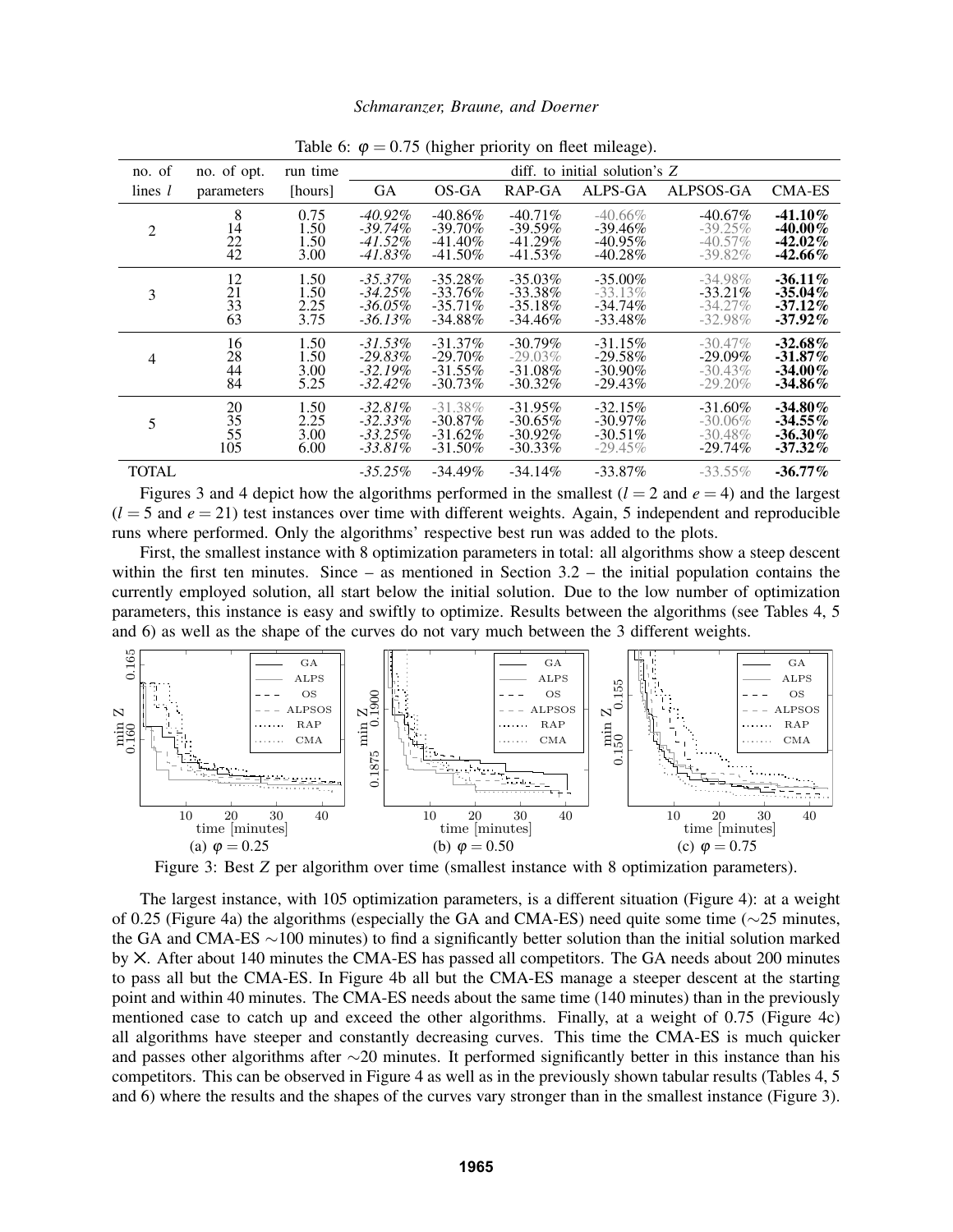Table 6: $\varphi = 0.75$ (higher priority on fleet mileage).

| no. of lines $l$ | no. of opt. parameters | run time [hours] | diff. to initial solution's $Z$ | | | | | |
|---|---|---|---|---|---|---|---|---|
| | | | GA | OS-GA | RAP-GA | ALPS-GA | ALPSOS-GA | CMA-ES |
| 2 | 8 | 0.75 | *-40.92%* | -40.86% | -40.71% | -40.66% | -40.67% | **-41.10%** |
| | 14 | 1.50 | *-39.74%* | -39.70% | -39.59% | -39.46% | -39.25% | **-40.00%** |
| | 22 | 1.50 | *-41.52%* | -41.40% | -41.29% | -40.95% | -40.57% | **-42.02%** |
| | 42 | 3.00 | *-41.83%* | -41.50% | -41.53% | -40.28% | -39.82% | **-42.66%** |
| 3 | 12 | 1.50 | *-35.37%* | -35.28% | -35.03% | -35.00% | -34.98% | **-36.11%** |
| | 21 | 1.50 | *-34.25%* | -33.76% | -33.38% | -33.13% | -33.21% | **-35.04%** |
| | 33 | 2.25 | *-36.05%* | -35.71% | -35.18% | -34.74% | -34.27% | **-37.12%** |
| | 63 | 3.75 | *-36.13%* | -34.88% | -34.46% | -33.48% | -32.98% | **-37.92%** |
| 4 | 16 | 1.50 | *-31.53%* | -31.37% | -30.79% | -31.15% | -30.47% | **-32.68%** |
| | 28 | 1.50 | *-29.83%* | -29.70% | -29.03% | -29.58% | -29.09% | **-31.87%** |
| | 44 | 3.00 | *-32.19%* | -31.55% | -31.08% | -30.90% | -30.43% | **-34.00%** |
| | 84 | 5.25 | *-32.42%* | -30.73% | -30.32% | -29.43% | -29.20% | **-34.86%** |
| 5 | 20 | 1.50 | *-32.81%* | -31.38% | -31.95% | -32.15% | -31.60% | **-34.80%** |
| | 35 | 2.25 | *-32.33%* | -30.87% | -30.65% | -30.97% | -30.06% | **-34.55%** |
| | 55 | 3.00 | *-33.25%* | -31.62% | -30.92% | -30.51% | -30.48% | **-36.30%** |
| | 105 | 6.00 | *-33.81%* | -31.50% | -30.33% | -29.45% | -29.74% | **-37.32%** |
| TOTAL | | | *-35.25%* | -34.49% | -34.14% | -33.87% | -33.55% | **-36.77%** |

Figures 3 and 4 depict how the algorithms performed in the smallest ($l = 2$ and $e = 4$) and the largest ($l = 5$ and $e = 21$) test instances over time with different weights. Again, 5 independent and reproducible runs where performed. Only the algorithms' respective best run was added to the plots.

First, the smallest instance with 8 optimization parameters in total: all algorithms show a steep descent within the first ten minutes. Since – as mentioned in Section 3.2 – the initial population contains the currently employed solution, all start below the initial solution. Due to the low number of optimization parameters, this instance is easy and swiftly to optimize. Results between the algorithms (see Tables 4, 5 and 6) as well as the shape of the curves do not vary much between the 3 different weights.

(a) $\varphi = 0.25$ (b) $\varphi = 0.50$ (c) $\varphi = 0.75$

Figure 3: Best $Z$ per algorithm over time (smallest instance with 8 optimization parameters).

The largest instance, with 105 optimization parameters, is a different situation (Figure 4): at a weight of 0.25 (Figure 4a) the algorithms (especially the GA and CMA-ES) need quite some time (∼25 minutes, the GA and CMA-ES ∼100 minutes) to find a significantly better solution than the initial solution marked by ×. After about 140 minutes the CMA-ES has passed all competitors. The GA needs about 200 minutes to pass all but the CMA-ES. In Figure 4b all but the CMA-ES manage a steeper descent at the starting point and within 40 minutes. The CMA-ES needs about the same time (140 minutes) than in the previously mentioned case to catch up and exceed the other algorithms. Finally, at a weight of 0.75 (Figure 4c) all algorithms have steeper and constantly decreasing curves. This time the CMA-ES is much quicker and passes other algorithms after ∼20 minutes. It performed significantly better in this instance than his competitors. This can be observed in Figure 4 as well as in the previously shown tabular results (Tables 4, 5 and 6) where the results and the shapes of the curves vary stronger than in the smallest instance (Figure 3).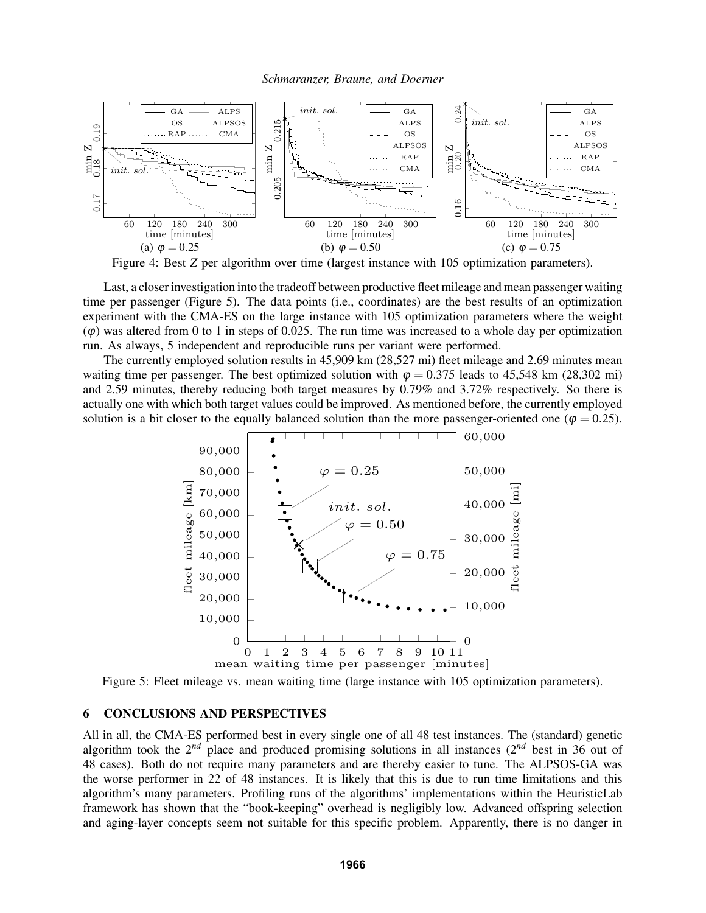Figure 4: Best $Z$ per algorithm over time (largest instance with 105 optimization parameters).

Last, a closer investigation into the tradeoff between productive fleet mileage and mean passenger waiting time per passenger (Figure 5). The data points (i.e., coordinates) are the best results of an optimization experiment with the CMA-ES on the large instance with 105 optimization parameters where the weight ($\varphi$) was altered from 0 to 1 in steps of 0.025. The run time was increased to a whole day per optimization run. As always, 5 independent and reproducible runs per variant were performed.

The currently employed solution results in 45,909 km (28,527 mi) fleet mileage and 2.69 minutes mean waiting time per passenger. The best optimized solution with $\varphi = 0.375$ leads to 45,548 km (28,302 mi) and 2.59 minutes, thereby reducing both target measures by 0.79% and 3.72% respectively. So there is actually one with which both target values could be improved. As mentioned before, the currently employed solution is a bit closer to the equally balanced solution than the more passenger-oriented one ($\varphi = 0.25$).

Figure 5: Fleet mileage vs. mean waiting time (large instance with 105 optimization parameters).

## 6 CONCLUSIONS AND PERSPECTIVES

All in all, the CMA-ES performed best in every single one of all 48 test instances. The (standard) genetic algorithm took the 2nd place and produced promising solutions in all instances (2nd best in 36 out of 48 cases). Both do not require many parameters and are thereby easier to tune. The ALPSOS-GA was the worse performer in 22 of 48 instances. It is likely that this is due to run time limitations and this algorithm's many parameters. Profiling runs of the algorithms' implementations within the HeuristicLab framework has shown that the "book-keeping" overhead is negligibly low. Advanced offspring selection and aging-layer concepts seem not suitable for this specific problem. Apparently, there is no danger in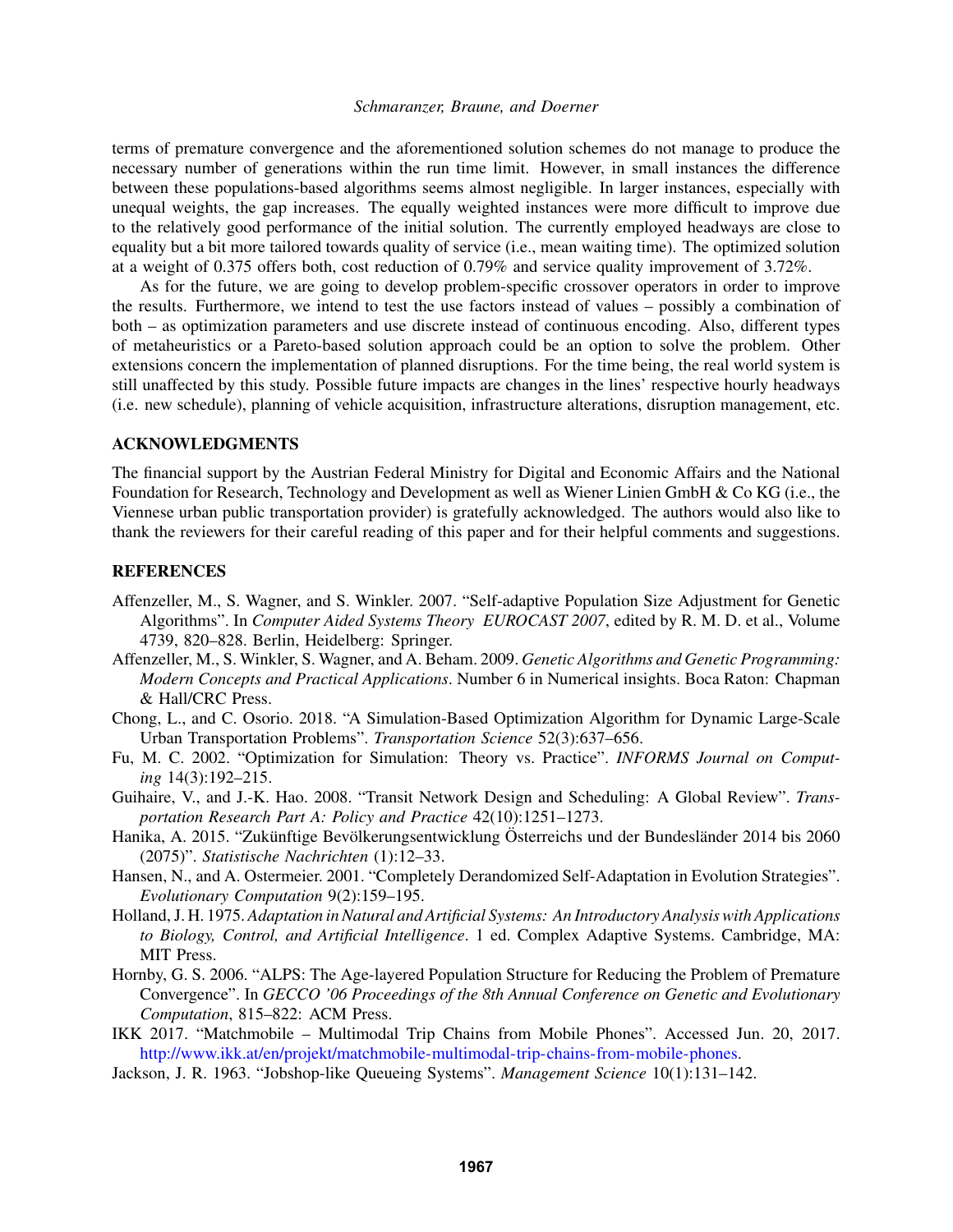terms of premature convergence and the aforementioned solution schemes do not manage to produce the necessary number of generations within the run time limit. However, in small instances the difference between these populations-based algorithms seems almost negligible. In larger instances, especially with unequal weights, the gap increases. The equally weighted instances were more difficult to improve due to the relatively good performance of the initial solution. The currently employed headways are close to equality but a bit more tailored towards quality of service (i.e., mean waiting time). The optimized solution at a weight of 0.375 offers both, cost reduction of 0.79% and service quality improvement of 3.72%.

As for the future, we are going to develop problem-specific crossover operators in order to improve the results. Furthermore, we intend to test the use factors instead of values – possibly a combination of both – as optimization parameters and use discrete instead of continuous encoding. Also, different types of metaheuristics or a Pareto-based solution approach could be an option to solve the problem. Other extensions concern the implementation of planned disruptions. For the time being, the real world system is still unaffected by this study. Possible future impacts are changes in the lines' respective hourly headways (i.e. new schedule), planning of vehicle acquisition, infrastructure alterations, disruption management, etc.

## ACKNOWLEDGMENTS

The financial support by the Austrian Federal Ministry for Digital and Economic Affairs and the National Foundation for Research, Technology and Development as well as Wiener Linien GmbH & Co KG (i.e., the Viennese urban public transportation provider) is gratefully acknowledged. The authors would also like to thank the reviewers for their careful reading of this paper and for their helpful comments and suggestions.

## REFERENCES

Affenzeller, M., S. Wagner, and S. Winkler. 2007. "Self-adaptive Population Size Adjustment for Genetic Algorithms". In *Computer Aided Systems Theory EUROCAST 2007*, edited by R. M. D. et al., Volume 4739, 820–828. Berlin, Heidelberg: Springer.

Affenzeller, M., S. Winkler, S. Wagner, and A. Beham. 2009. *Genetic Algorithms and Genetic Programming: Modern Concepts and Practical Applications*. Number 6 in Numerical insights. Boca Raton: Chapman & Hall/CRC Press.

Chong, L., and C. Osorio. 2018. "A Simulation-Based Optimization Algorithm for Dynamic Large-Scale Urban Transportation Problems". *Transportation Science* 52(3):637–656.

Fu, M. C. 2002. "Optimization for Simulation: Theory vs. Practice". *INFORMS Journal on Computing* 14(3):192–215.

Guihaire, V., and J.-K. Hao. 2008. "Transit Network Design and Scheduling: A Global Review". *Transportation Research Part A: Policy and Practice* 42(10):1251–1273.

Hanika, A. 2015. "Zukünftige Bevölkerungsentwicklung Österreichs und der Bundesländer 2014 bis 2060 (2075)". *Statistische Nachrichten* (1):12–33.

Hansen, N., and A. Ostermeier. 2001. "Completely Derandomized Self-Adaptation in Evolution Strategies". *Evolutionary Computation* 9(2):159–195.

Holland, J. H. 1975. *Adaptation in Natural and Artificial Systems: An Introductory Analysis with Applications to Biology, Control, and Artificial Intelligence*. 1 ed. Complex Adaptive Systems. Cambridge, MA: MIT Press.

Hornby, G. S. 2006. "ALPS: The Age-layered Population Structure for Reducing the Problem of Premature Convergence". In *GECCO '06 Proceedings of the 8th Annual Conference on Genetic and Evolutionary Computation*, 815–822: ACM Press.

IKK 2017. "Matchmobile – Multimodal Trip Chains from Mobile Phones". Accessed Jun. 20, 2017. http://www.ikk.at/en/projekt/matchmobile-multimodal-trip-chains-from-mobile-phones.

Jackson, J. R. 1963. "Jobshop-like Queueing Systems". *Management Science* 10(1):131–142.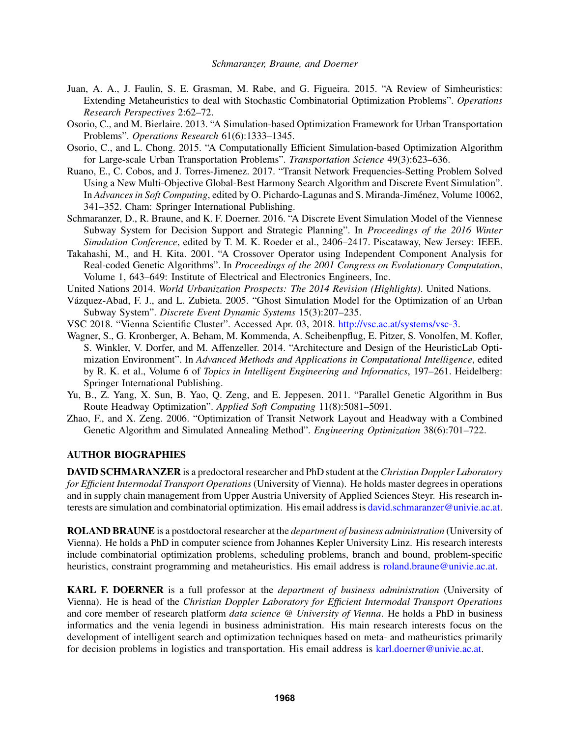Juan, A. A., J. Faulin, S. E. Grasman, M. Rabe, and G. Figueira. 2015. “A Review of Simheuristics: Extending Metaheuristics to deal with Stochastic Combinatorial Optimization Problems”. *Operations Research Perspectives* 2:62–72.

Osorio, C., and M. Bierlaire. 2013. “A Simulation-based Optimization Framework for Urban Transportation Problems”. *Operations Research* 61(6):1333–1345.

Osorio, C., and L. Chong. 2015. “A Computationally Efficient Simulation-based Optimization Algorithm for Large-scale Urban Transportation Problems”. *Transportation Science* 49(3):623–636.

Ruano, E., C. Cobos, and J. Torres-Jimenez. 2017. “Transit Network Frequencies-Setting Problem Solved Using a New Multi-Objective Global-Best Harmony Search Algorithm and Discrete Event Simulation”. In *Advances in Soft Computing*, edited by O. Pichardo-Lagunas and S. Miranda-Jiménez, Volume 10062, 341–352. Cham: Springer International Publishing.

Schmaranzer, D., R. Braune, and K. F. Doerner. 2016. “A Discrete Event Simulation Model of the Viennese Subway System for Decision Support and Strategic Planning”. In *Proceedings of the 2016 Winter Simulation Conference*, edited by T. M. K. Roeder et al., 2406–2417. Piscataway, New Jersey: IEEE.

Takahashi, M., and H. Kita. 2001. “A Crossover Operator using Independent Component Analysis for Real-coded Genetic Algorithms”. In *Proceedings of the 2001 Congress on Evolutionary Computation*, Volume 1, 643–649: Institute of Electrical and Electronics Engineers, Inc.

United Nations 2014. *World Urbanization Prospects: The 2014 Revision (Highlights)*. United Nations.

Vázquez-Abad, F. J., and L. Zubieta. 2005. “Ghost Simulation Model for the Optimization of an Urban Subway System”. *Discrete Event Dynamic Systems* 15(3):207–235.

VSC 2018. “Vienna Scientific Cluster”. Accessed Apr. 03, 2018. http://vsc.ac.at/systems/vsc-3.

Wagner, S., G. Kronberger, A. Beham, M. Kommenda, A. Scheibenpflug, E. Pitzer, S. Vonolfen, M. Kofler, S. Winkler, V. Dorfer, and M. Affenzeller. 2014. “Architecture and Design of the HeuristicLab Optimization Environment”. In *Advanced Methods and Applications in Computational Intelligence*, edited by R. K. et al., Volume 6 of *Topics in Intelligent Engineering and Informatics*, 197–261. Heidelberg: Springer International Publishing.

Yu, B., Z. Yang, X. Sun, B. Yao, Q. Zeng, and E. Jeppesen. 2011. “Parallel Genetic Algorithm in Bus Route Headway Optimization”. *Applied Soft Computing* 11(8):5081–5091.

Zhao, F., and X. Zeng. 2006. “Optimization of Transit Network Layout and Headway with a Combined Genetic Algorithm and Simulated Annealing Method”. *Engineering Optimization* 38(6):701–722.

## AUTHOR BIOGRAPHIES

**DAVID SCHMARANZER** is a predoctoral researcher and PhD student at the *Christian Doppler Laboratory for Efficient Intermodal Transport Operations* (University of Vienna). He holds master degrees in operations and in supply chain management from Upper Austria University of Applied Sciences Steyr. His research interests are simulation and combinatorial optimization. His email address is david.schmaranzer@univie.ac.at.

**ROLAND BRAUNE** is a postdoctoral researcher at the *department of business administration* (University of Vienna). He holds a PhD in computer science from Johannes Kepler University Linz. His research interests include combinatorial optimization problems, scheduling problems, branch and bound, problem-specific heuristics, constraint programming and metaheuristics. His email address is roland.braune@univie.ac.at.

**KARL F. DOERNER** is a full professor at the *department of business administration* (University of Vienna). He is head of the *Christian Doppler Laboratory for Efficient Intermodal Transport Operations* and core member of research platform *data science @ University of Vienna*. He holds a PhD in business informatics and the venia legendi in business administration. His main research interests focus on the development of intelligent search and optimization techniques based on meta- and matheuristics primarily for decision problems in logistics and transportation. His email address is karl.doerner@univie.ac.at.